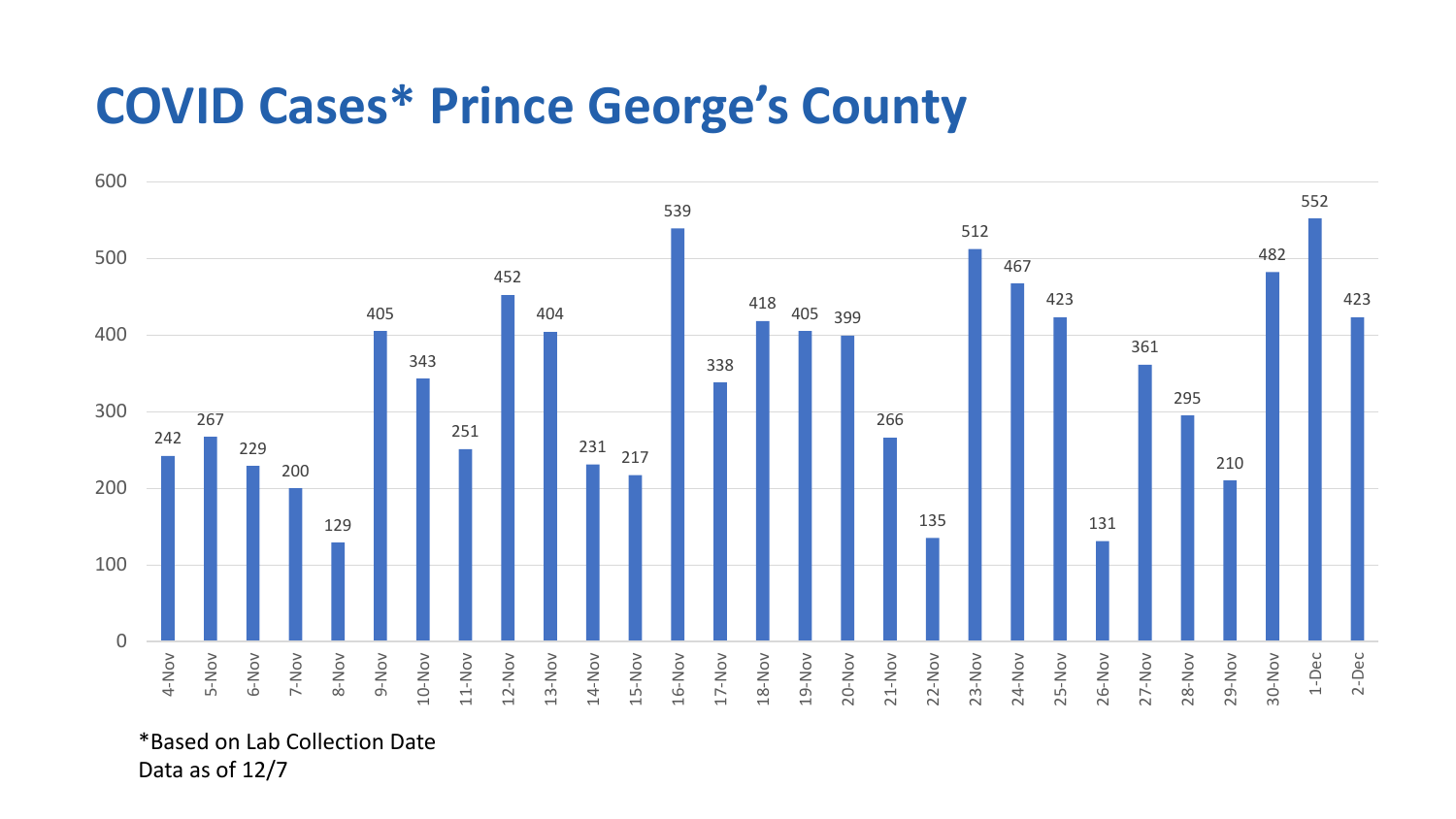# COVID Cases* Prince George's County

| Date | Cases |
|---|---|
| 4-Nov | 242 |
| 5-Nov | 267 |
| 6-Nov | 229 |
| 7-Nov | 200 |
| 8-Nov | 129 |
| 9-Nov | 405 |
| 10-Nov | 343 |
| 11-Nov | 251 |
| 12-Nov | 452 |
| 13-Nov | 404 |
| 14-Nov | 231 |
| 15-Nov | 217 |
| 16-Nov | 539 |
| 17-Nov | 338 |
| 18-Nov | 418 |
| 19-Nov | 405 |
| 20-Nov | 399 |
| 21-Nov | 266 |
| 22-Nov | 135 |
| 23-Nov | 512 |
| 24-Nov | 467 |
| 25-Nov | 423 |
| 26-Nov | 131 |
| 27-Nov | 361 |
| 28-Nov | 295 |
| 29-Nov | 210 |
| 30-Nov | 482 |
| 1-Dec | 552 |
| 2-Dec | 423 |

*Based on Lab Collection Date
Data as of 12/7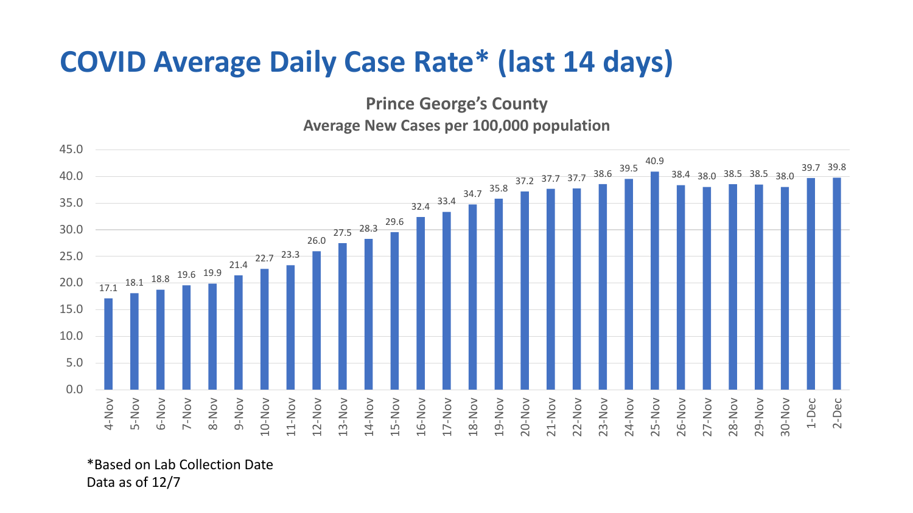# COVID Average Daily Case Rate* (last 14 days)

**Prince George's County**

**Average New Cases per 100,000 population**

| Date | Average New Cases per 100,000 |
|---|---|
| 4-Nov | 17.1 |
| 5-Nov | 18.1 |
| 6-Nov | 18.8 |
| 7-Nov | 19.6 |
| 8-Nov | 19.9 |
| 9-Nov | 21.4 |
| 10-Nov | 22.7 |
| 11-Nov | 23.3 |
| 12-Nov | 26.0 |
| 13-Nov | 27.5 |
| 14-Nov | 28.3 |
| 15-Nov | 29.6 |
| 16-Nov | 32.4 |
| 17-Nov | 33.4 |
| 18-Nov | 34.7 |
| 19-Nov | 35.8 |
| 20-Nov | 37.2 |
| 21-Nov | 37.7 |
| 22-Nov | 37.7 |
| 23-Nov | 38.6 |
| 24-Nov | 39.5 |
| 25-Nov | 40.9 |
| 26-Nov | 38.4 |
| 27-Nov | 38.0 |
| 28-Nov | 38.5 |
| 29-Nov | 38.5 |
| 30-Nov | 38.0 |
| 1-Dec | 39.7 |
| 2-Dec | 39.8 |

*Based on Lab Collection Date
Data as of 12/7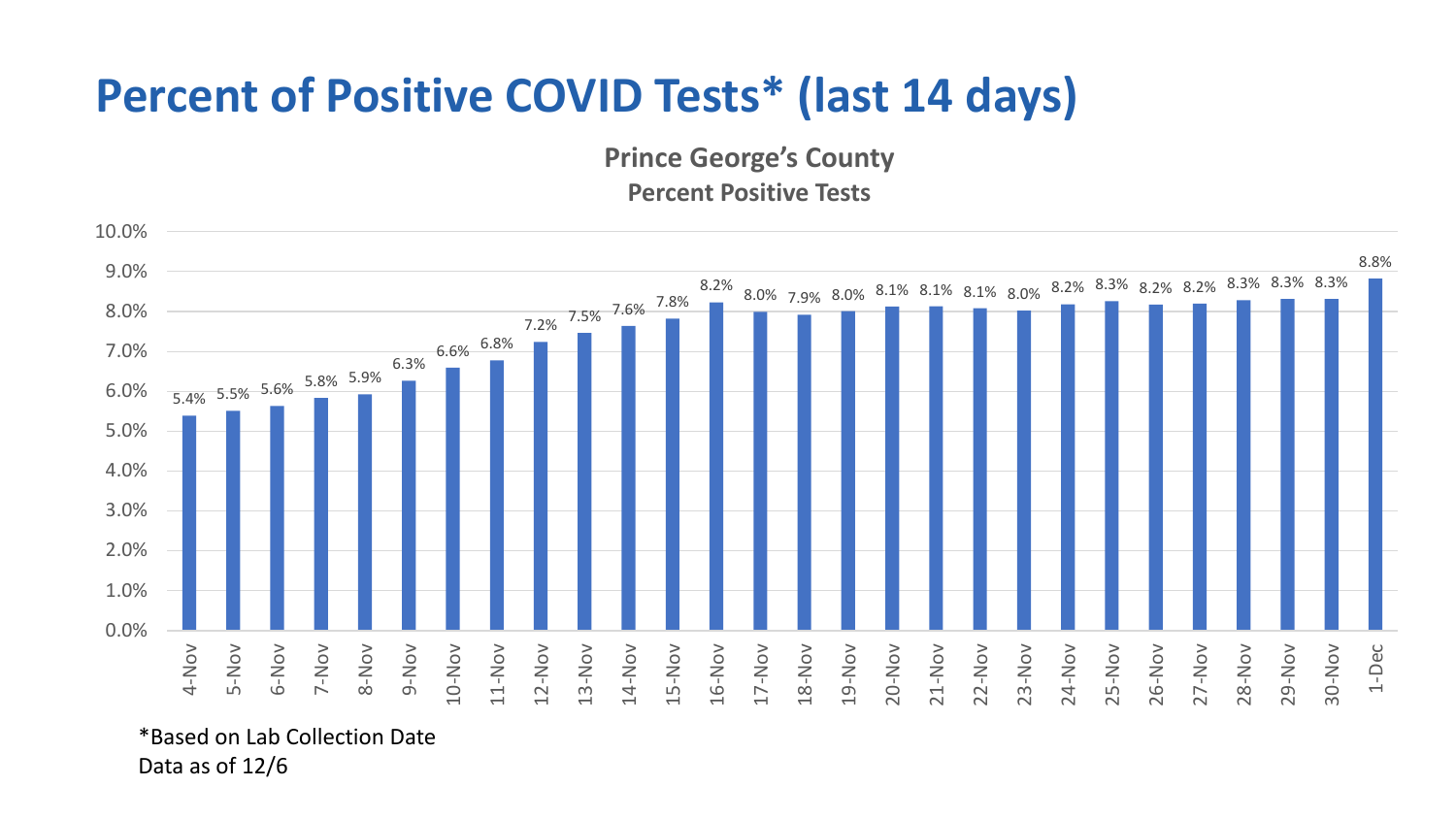# Percent of Positive COVID Tests* (last 14 days)

**Prince George's County**
**Percent Positive Tests**

10.0%
9.0%
8.0%
7.0%
6.0%
5.0%
4.0%
3.0%
2.0%
1.0%
0.0%

5.4% 5.5% 5.6% 5.8% 5.9% 6.3% 6.6% 6.8% 7.2% 7.5% 7.6% 7.8% 8.2% 8.0% 7.9% 8.0% 8.1% 8.1% 8.1% 8.0% 8.2% 8.3% 8.2% 8.2% 8.3% 8.3% 8.3% 8.8%

4-Nov 5-Nov 6-Nov 7-Nov 8-Nov 9-Nov 10-Nov 11-Nov 12-Nov 13-Nov 14-Nov 15-Nov 16-Nov 17-Nov 18-Nov 19-Nov 20-Nov 21-Nov 22-Nov 23-Nov 24-Nov 25-Nov 26-Nov 27-Nov 28-Nov 29-Nov 30-Nov 1-Dec

*Based on Lab Collection Date
Data as of 12/6